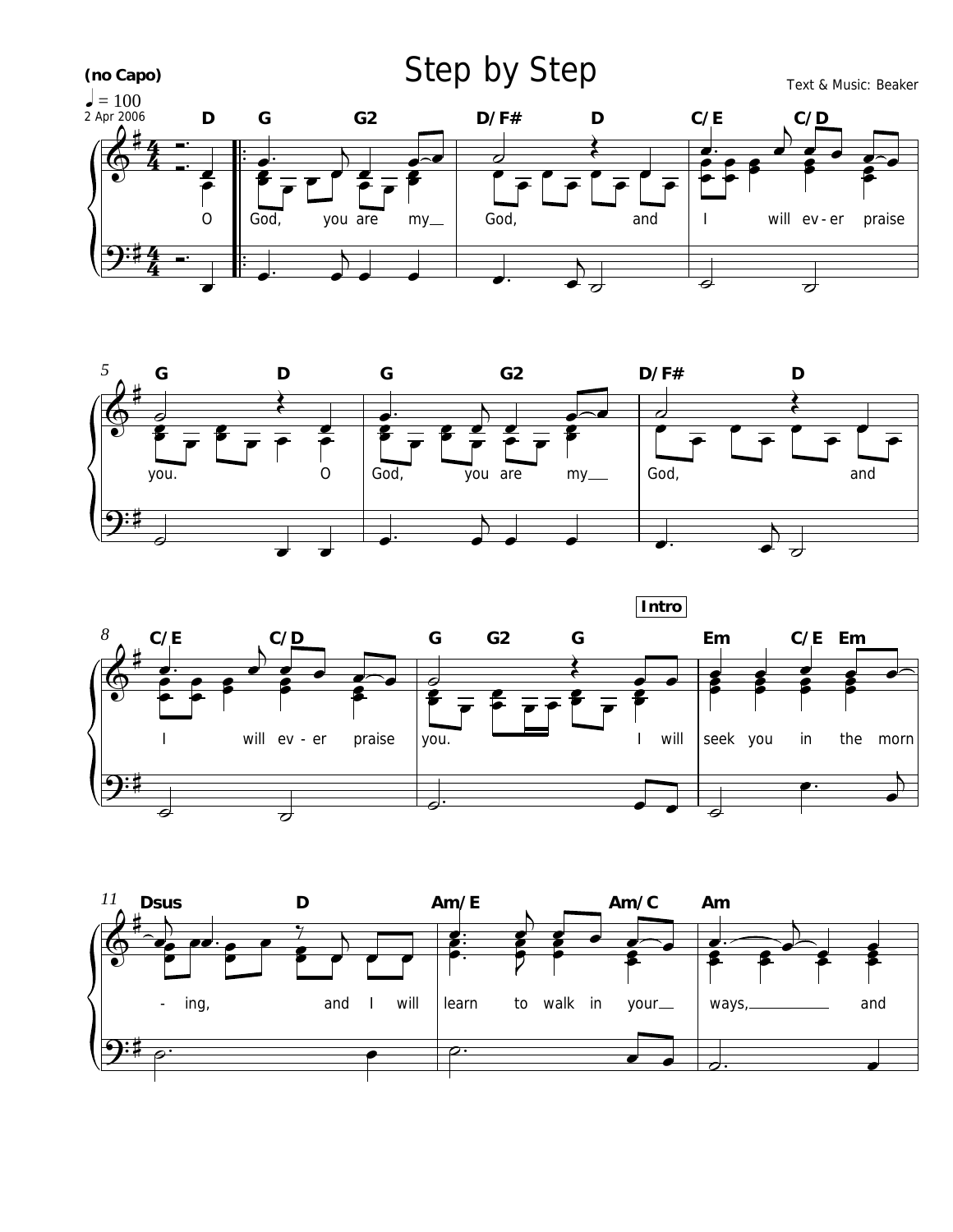# Step by Step

(no Capo)

♩ = 100

2 Apr 2006

Text & Music: Beaker

D | G G2 | D/F# D | C/E C/D

O | God, you are my__ | God, and | I will ev - er praise

5 G D | G G2 | D/F# D

you. O | God, you are my__ | God, and

8 C/E C/D | G G2 G | **Intro** Em C/E Em

I will ev - er praise | you. I will | seek you in the morn

11 Dsus D | Am/E Am/C | Am

- ing, and I will | learn to walk in your__ | ways,__________ and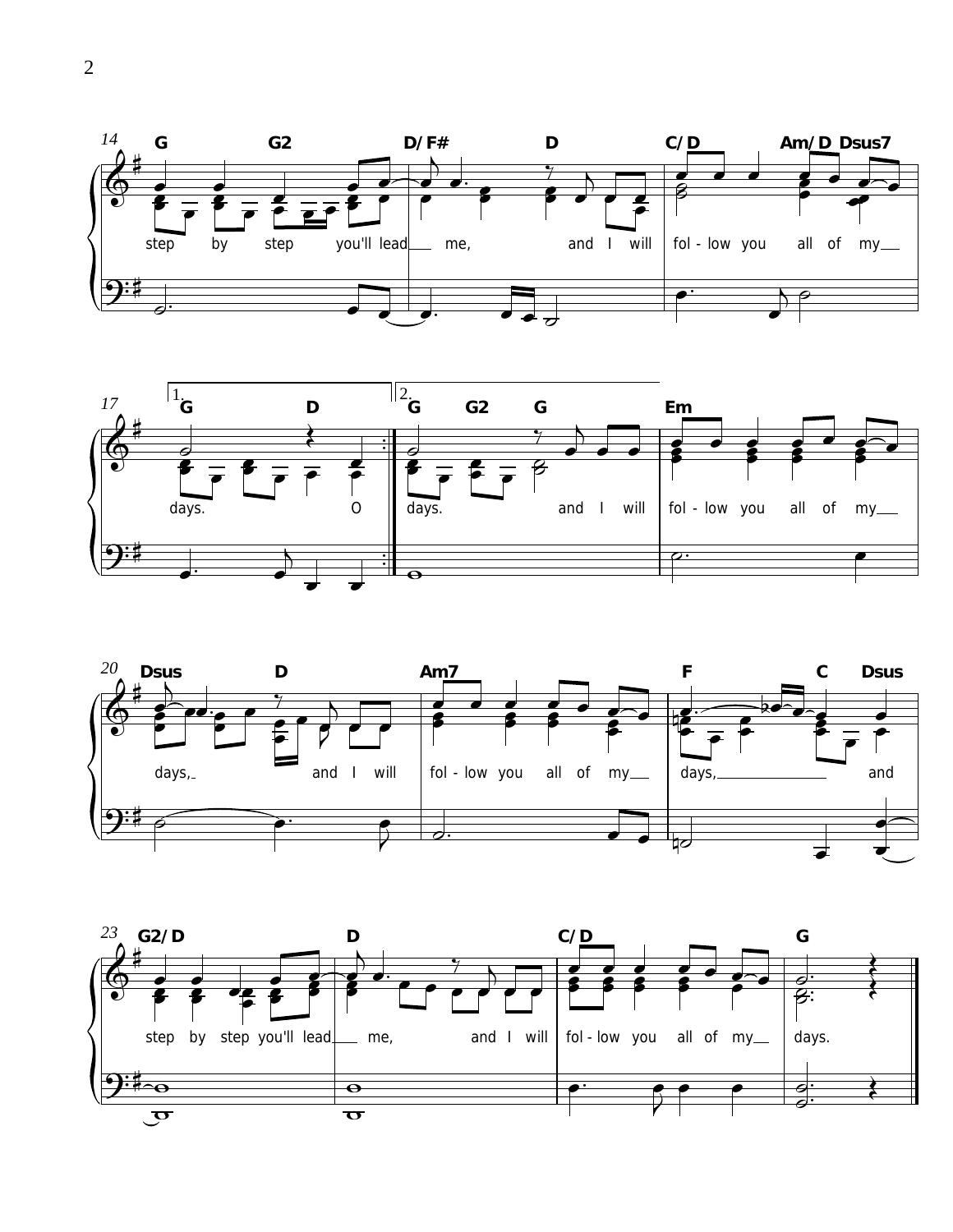step by step you'll lead me, and I will fol - low you all of my days. O

days. and I will fol - low you all of my days, and I will fol - low you all of my days, and

step by step you'll lead me, and I will fol - low you all of my days.